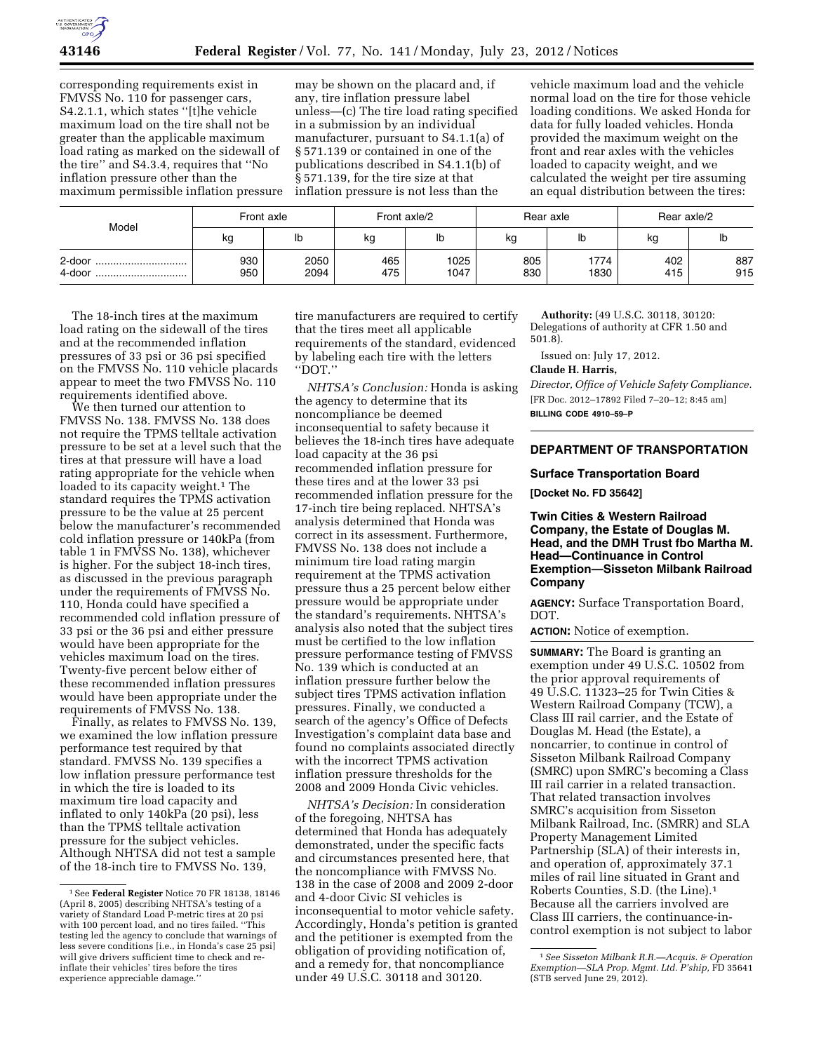corresponding requirements exist in FMVSS No. 110 for passenger cars, S4.2.1.1, which states ''[t]he vehicle maximum load on the tire shall not be greater than the applicable maximum load rating as marked on the sidewall of the tire'' and S4.3.4, requires that ''No inflation pressure other than the maximum permissible inflation pressure may be shown on the placard and, if any, tire inflation pressure label unless—(c) The tire load rating specified in a submission by an individual manufacturer, pursuant to S4.1.1(a) of § 571.139 or contained in one of the publications described in S4.1.1(b) of § 571.139, for the tire size at that inflation pressure is not less than the vehicle maximum load and the vehicle normal load on the tire for those vehicle loading conditions. We asked Honda for data for fully loaded vehicles. Honda provided the maximum weight on the front and rear axles with the vehicles loaded to capacity weight, and we calculated the weight per tire assuming an equal distribution between the tires:

| Model | Front axle | | Front axle/2 | | Rear axle | | Rear axle/2 | |
|---|---|---|---|---|---|---|---|---|
| | kg | lb | kg | lb | kg | lb | kg | lb |
| 2-door | 930 | 2050 | 465 | 1025 | 805 | 1774 | 402 | 887 |
| 4-door | 950 | 2094 | 475 | 1047 | 830 | 1830 | 415 | 915 |

The 18-inch tires at the maximum load rating on the sidewall of the tires and at the recommended inflation pressures of 33 psi or 36 psi specified on the FMVSS No. 110 vehicle placards appear to meet the two FMVSS No. 110 requirements identified above.

We then turned our attention to FMVSS No. 138. FMVSS No. 138 does not require the TPMS telltale activation pressure to be set at a level such that the tires at that pressure will have a load rating appropriate for the vehicle when loaded to its capacity weight.[1] The standard requires the TPMS activation pressure to be the value at 25 percent below the manufacturer's recommended cold inflation pressure or 140kPa (from table 1 in FMVSS No. 138), whichever is higher. For the subject 18-inch tires, as discussed in the previous paragraph under the requirements of FMVSS No. 110, Honda could have specified a recommended cold inflation pressure of 33 psi or the 36 psi and either pressure would have been appropriate for the vehicles maximum load on the tires. Twenty-five percent below either of these recommended inflation pressures would have been appropriate under the requirements of FMVSS No. 138.

Finally, as relates to FMVSS No. 139, we examined the low inflation pressure performance test required by that standard. FMVSS No. 139 specifies a low inflation pressure performance test in which the tire is loaded to its maximum tire load capacity and inflated to only 140kPa (20 psi), less than the TPMS telltale activation pressure for the subject vehicles. Although NHTSA did not test a sample of the 18-inch tire to FMVSS No. 139, tire manufacturers are required to certify that the tires meet all applicable requirements of the standard, evidenced by labeling each tire with the letters ''DOT.''

*NHTSA's Conclusion:* Honda is asking the agency to determine that its noncompliance be deemed inconsequential to safety because it believes the 18-inch tires have adequate load capacity at the 36 psi recommended inflation pressure for these tires and at the lower 33 psi recommended inflation pressure for the 17-inch tire being replaced. NHTSA's analysis determined that Honda was correct in its assessment. Furthermore, FMVSS No. 138 does not include a minimum tire load rating margin requirement at the TPMS activation pressure thus a 25 percent below either pressure would be appropriate under the standard's requirements. NHTSA's analysis also noted that the subject tires must be certified to the low inflation pressure performance testing of FMVSS No. 139 which is conducted at an inflation pressure further below the subject tires TPMS activation inflation pressures. Finally, we conducted a search of the agency's Office of Defects Investigation's complaint data base and found no complaints associated directly with the incorrect TPMS activation inflation pressure thresholds for the 2008 and 2009 Honda Civic vehicles.

*NHTSA's Decision:* In consideration of the foregoing, NHTSA has determined that Honda has adequately demonstrated, under the specific facts and circumstances presented here, that the noncompliance with FMVSS No. 138 in the case of 2008 and 2009 2-door and 4-door Civic SI vehicles is inconsequential to motor vehicle safety. Accordingly, Honda's petition is granted and the petitioner is exempted from the obligation of providing notification of, and a remedy for, that noncompliance under 49 U.S.C. 30118 and 30120.

**Authority:** (49 U.S.C. 30118, 30120: Delegations of authority at CFR 1.50 and 501.8).

Issued on: July 17, 2012.

**Claude H. Harris,**

*Director, Office of Vehicle Safety Compliance.*

[FR Doc. 2012–17892 Filed 7–20–12; 8:45 am]

**BILLING CODE 4910–59–P**

[1] See **Federal Register** Notice 70 FR 18138, 18146 (April 8, 2005) describing NHTSA's testing of a variety of Standard Load P-metric tires at 20 psi with 100 percent load, and no tires failed. ''This testing led the agency to conclude that warnings of less severe conditions [i.e., in Honda's case 25 psi] will give drivers sufficient time to check and re-inflate their vehicles' tires before the tires experience appreciable damage.''

---

## DEPARTMENT OF TRANSPORTATION

### Surface Transportation Board

**[Docket No. FD 35642]**

### Twin Cities & Western Railroad Company, the Estate of Douglas M. Head, and the DMH Trust fbo Martha M. Head—Continuance in Control Exemption—Sisseton Milbank Railroad Company

**AGENCY:** Surface Transportation Board, DOT.

**ACTION:** Notice of exemption.

**SUMMARY:** The Board is granting an exemption under 49 U.S.C. 10502 from the prior approval requirements of 49 U.S.C. 11323–25 for Twin Cities & Western Railroad Company (TCW), a Class III rail carrier, and the Estate of Douglas M. Head (the Estate), a noncarrier, to continue in control of Sisseton Milbank Railroad Company (SMRC) upon SMRC's becoming a Class III rail carrier in a related transaction. That related transaction involves SMRC's acquisition from Sisseton Milbank Railroad, Inc. (SMRR) and SLA Property Management Limited Partnership (SLA) of their interests in, and operation of, approximately 37.1 miles of rail line situated in Grant and Roberts Counties, S.D. (the Line).[1] Because all the carriers involved are Class III carriers, the continuance-in-control exemption is not subject to labor

[1] *See Sisseton Milbank R.R.—Acquis. & Operation Exemption—SLA Prop. Mgmt. Ltd. P'ship,* FD 35641 (STB served June 29, 2012).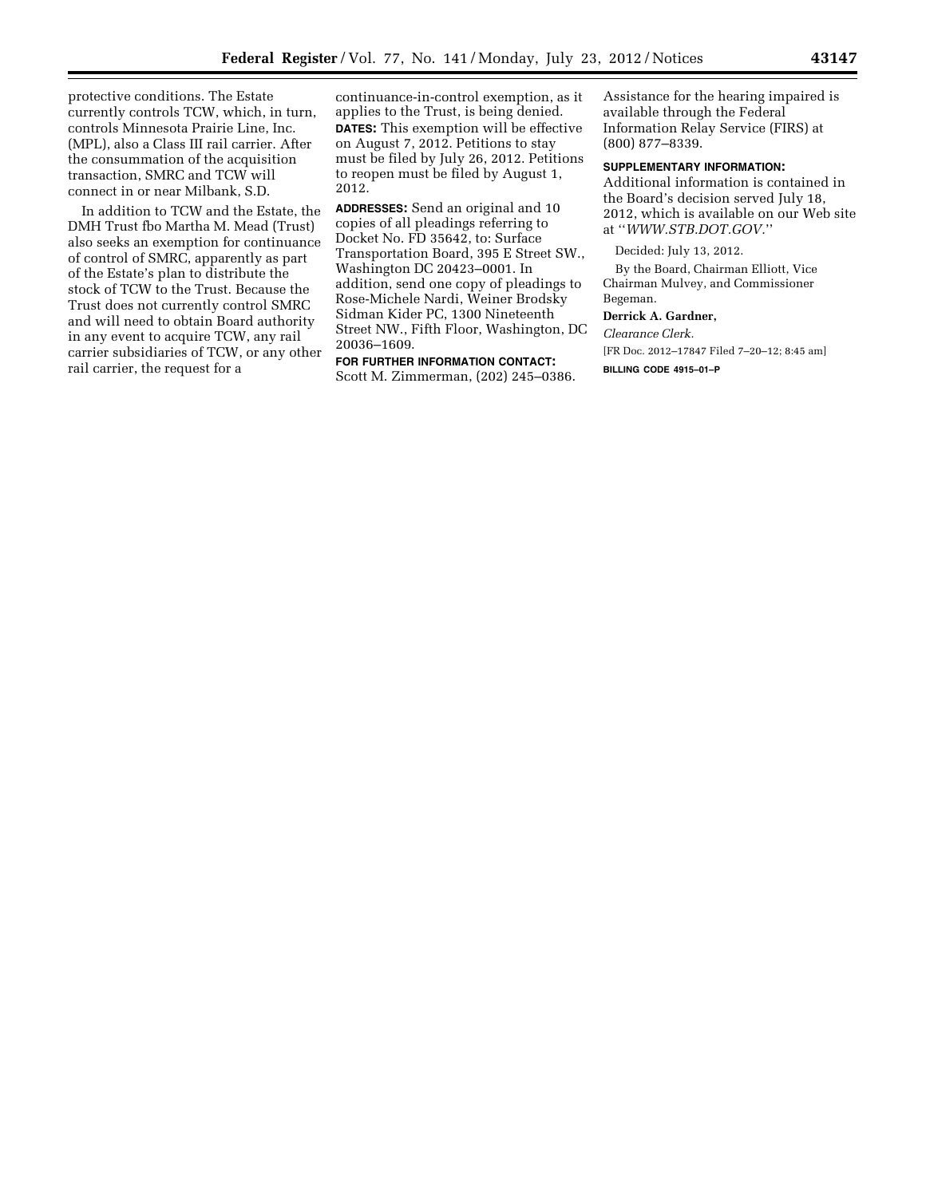protective conditions. The Estate currently controls TCW, which, in turn, controls Minnesota Prairie Line, Inc. (MPL), also a Class III rail carrier. After the consummation of the acquisition transaction, SMRC and TCW will connect in or near Milbank, S.D.

In addition to TCW and the Estate, the DMH Trust fbo Martha M. Mead (Trust) also seeks an exemption for continuance of control of SMRC, apparently as part of the Estate's plan to distribute the stock of TCW to the Trust. Because the Trust does not currently control SMRC and will need to obtain Board authority in any event to acquire TCW, any rail carrier subsidiaries of TCW, or any other rail carrier, the request for a continuance-in-control exemption, as it applies to the Trust, is being denied.

**DATES:** This exemption will be effective on August 7, 2012. Petitions to stay must be filed by July 26, 2012. Petitions to reopen must be filed by August 1, 2012.

**ADDRESSES:** Send an original and 10 copies of all pleadings referring to Docket No. FD 35642, to: Surface Transportation Board, 395 E Street SW., Washington DC 20423–0001. In addition, send one copy of pleadings to Rose-Michele Nardi, Weiner Brodsky Sidman Kider PC, 1300 Nineteenth Street NW., Fifth Floor, Washington, DC 20036–1609.

**FOR FURTHER INFORMATION CONTACT:** Scott M. Zimmerman, (202) 245–0386. Assistance for the hearing impaired is available through the Federal Information Relay Service (FIRS) at (800) 877–8339.

**SUPPLEMENTARY INFORMATION:** Additional information is contained in the Board's decision served July 18, 2012, which is available on our Web site at ''*WWW.STB.DOT.GOV*.''

Decided: July 13, 2012.

By the Board, Chairman Elliott, Vice Chairman Mulvey, and Commissioner Begeman.

**Derrick A. Gardner,**

*Clearance Clerk.*

[FR Doc. 2012–17847 Filed 7–20–12; 8:45 am]

**BILLING CODE 4915–01–P**